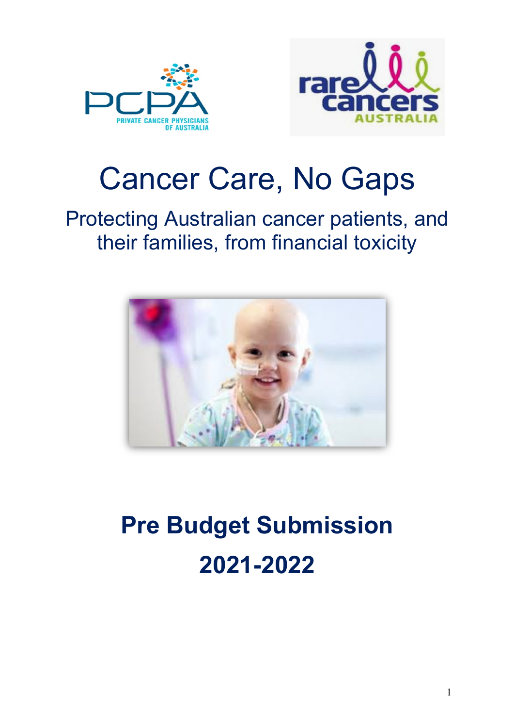# Cancer Care, No Gaps

## Protecting Australian cancer patients, and their families, from financial toxicity

# Pre Budget Submission 2021-2022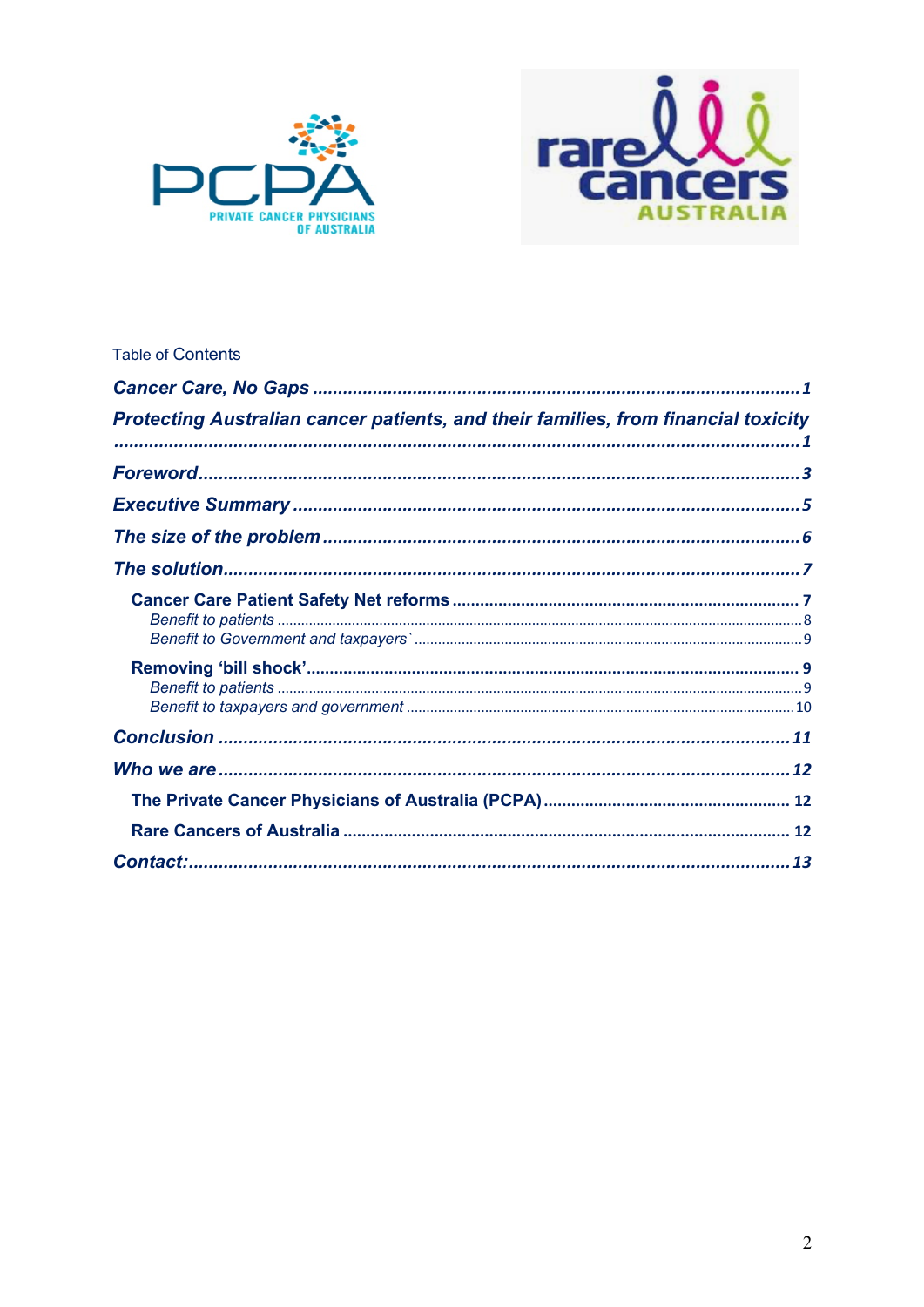Table of Contents

*Cancer Care, No Gaps* ........ *1*

*Protecting Australian cancer patients, and their families, from financial toxicity* ........ *1*

*Foreword* ........ *3*

*Executive Summary* ........ *5*

*The size of the problem* ........ *6*

*The solution* ........ *7*

- **Cancer Care Patient Safety Net reforms** ........ 7
  - *Benefit to patients* ........ 8
  - *Benefit to Government and taxpayers`* ........ 9
- **Removing 'bill shock'** ........ 9
  - *Benefit to patients* ........ 9
  - *Benefit to taxpayers and government* ........ 10

*Conclusion* ........ *11*

*Who we are* ........ *12*

- **The Private Cancer Physicians of Australia (PCPA)** ........ 12
- **Rare Cancers of Australia** ........ 12

*Contact:* ........ *13*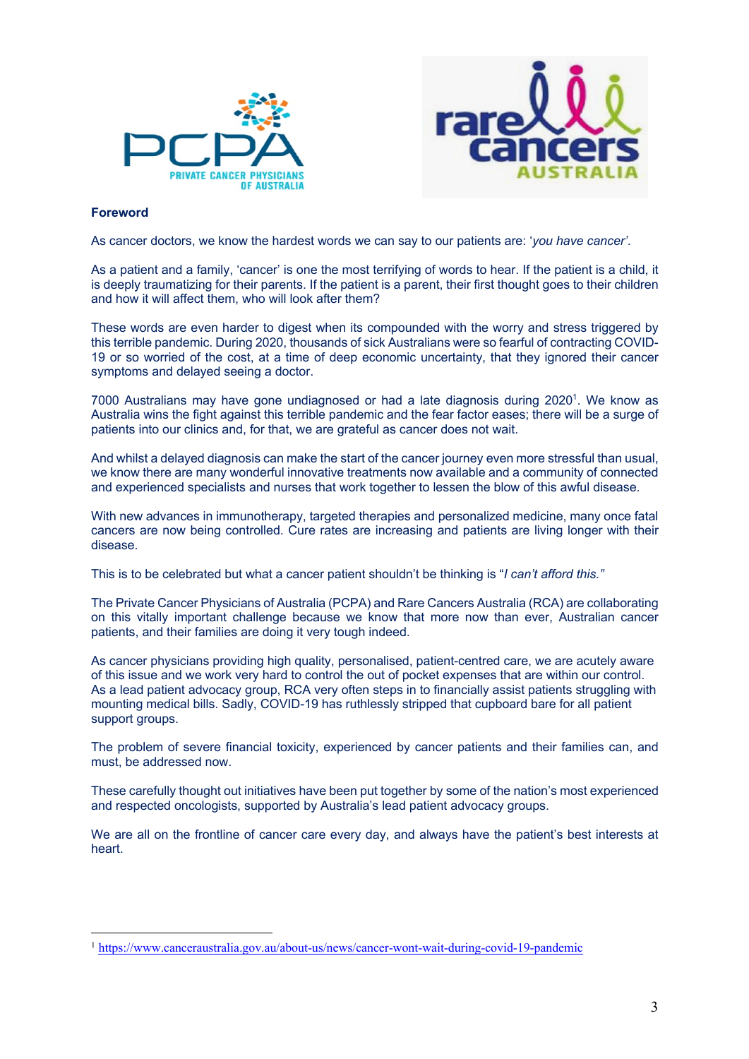**Foreword**

As cancer doctors, we know the hardest words we can say to our patients are: '*you have cancer'*.

As a patient and a family, 'cancer' is one the most terrifying of words to hear. If the patient is a child, it is deeply traumatizing for their parents. If the patient is a parent, their first thought goes to their children and how it will affect them, who will look after them?

These words are even harder to digest when its compounded with the worry and stress triggered by this terrible pandemic. During 2020, thousands of sick Australians were so fearful of contracting COVID-19 or so worried of the cost, at a time of deep economic uncertainty, that they ignored their cancer symptoms and delayed seeing a doctor.

7000 Australians may have gone undiagnosed or had a late diagnosis during 2020[1]. We know as Australia wins the fight against this terrible pandemic and the fear factor eases; there will be a surge of patients into our clinics and, for that, we are grateful as cancer does not wait.

And whilst a delayed diagnosis can make the start of the cancer journey even more stressful than usual, we know there are many wonderful innovative treatments now available and a community of connected and experienced specialists and nurses that work together to lessen the blow of this awful disease.

With new advances in immunotherapy, targeted therapies and personalized medicine, many once fatal cancers are now being controlled. Cure rates are increasing and patients are living longer with their disease.

This is to be celebrated but what a cancer patient shouldn't be thinking is "*I can't afford this."*

The Private Cancer Physicians of Australia (PCPA) and Rare Cancers Australia (RCA) are collaborating on this vitally important challenge because we know that more now than ever, Australian cancer patients, and their families are doing it very tough indeed.

As cancer physicians providing high quality, personalised, patient-centred care, we are acutely aware of this issue and we work very hard to control the out of pocket expenses that are within our control. As a lead patient advocacy group, RCA very often steps in to financially assist patients struggling with mounting medical bills. Sadly, COVID-19 has ruthlessly stripped that cupboard bare for all patient support groups.

The problem of severe financial toxicity, experienced by cancer patients and their families can, and must, be addressed now.

These carefully thought out initiatives have been put together by some of the nation's most experienced and respected oncologists, supported by Australia's lead patient advocacy groups.

We are all on the frontline of cancer care every day, and always have the patient's best interests at heart.

---

[1] https://www.canceraustralia.gov.au/about-us/news/cancer-wont-wait-during-covid-19-pandemic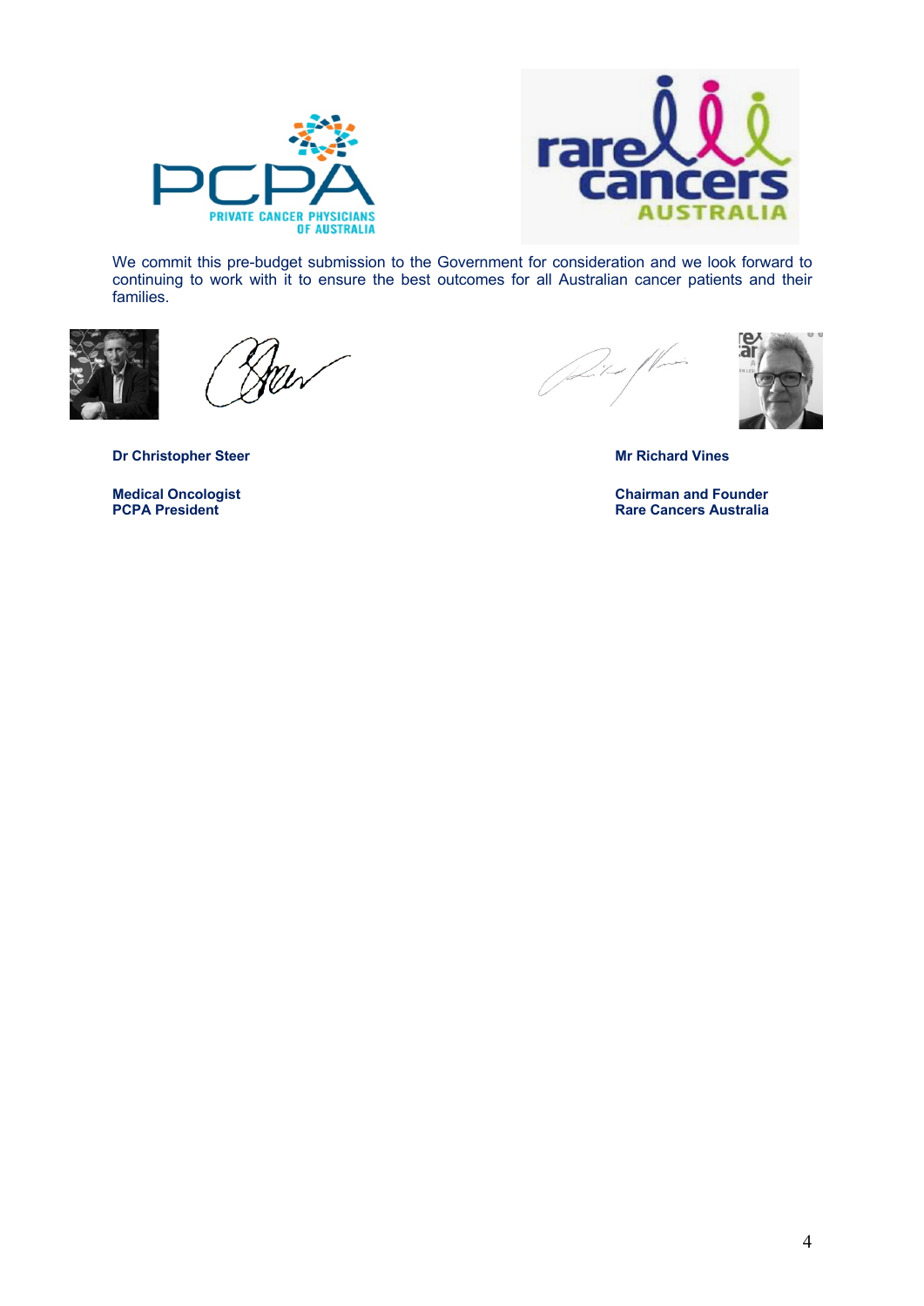We commit this pre-budget submission to the Government for consideration and we look forward to continuing to work with it to ensure the best outcomes for all Australian cancer patients and their families.

**Dr Christopher Steer**

**Medical Oncologist**
**PCPA President**

**Mr Richard Vines**

**Chairman and Founder**
**Rare Cancers Australia**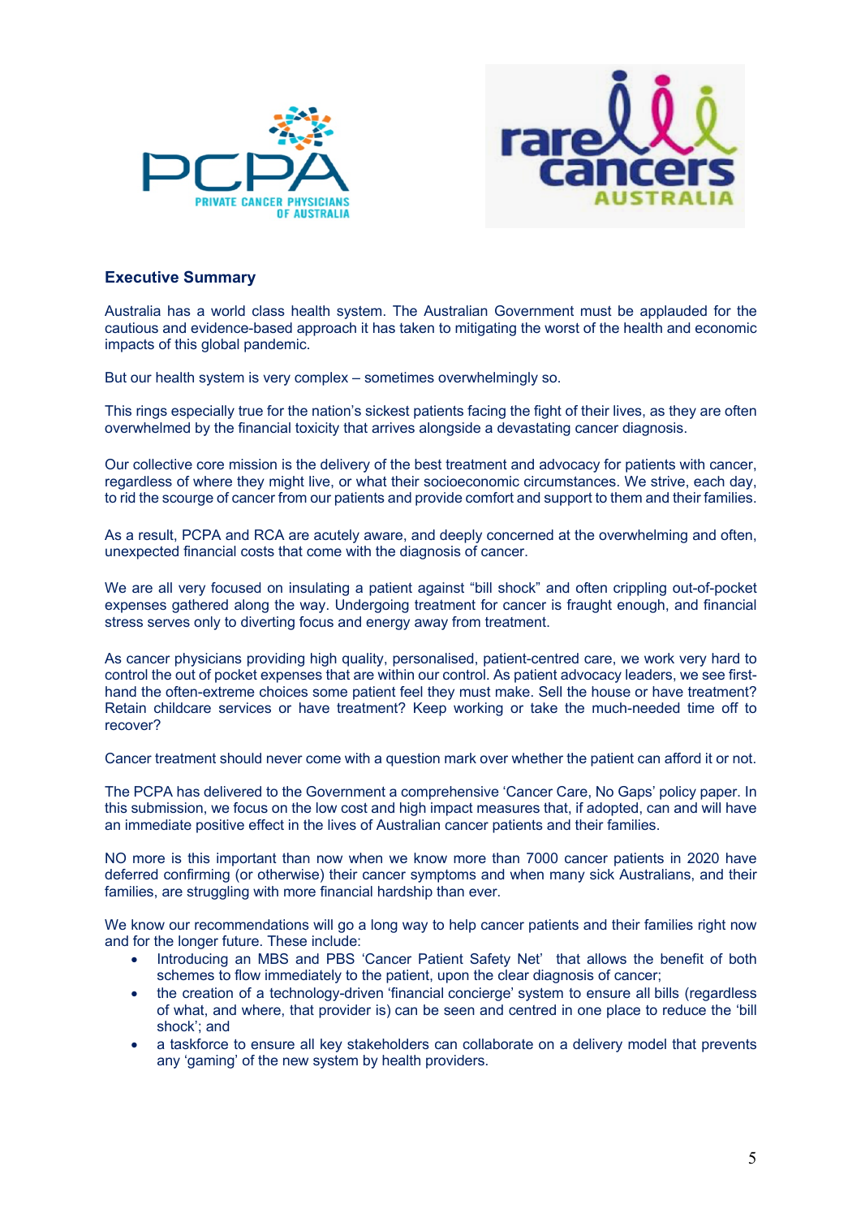## Executive Summary

Australia has a world class health system. The Australian Government must be applauded for the cautious and evidence-based approach it has taken to mitigating the worst of the health and economic impacts of this global pandemic.

But our health system is very complex – sometimes overwhelmingly so.

This rings especially true for the nation's sickest patients facing the fight of their lives, as they are often overwhelmed by the financial toxicity that arrives alongside a devastating cancer diagnosis.

Our collective core mission is the delivery of the best treatment and advocacy for patients with cancer, regardless of where they might live, or what their socioeconomic circumstances. We strive, each day, to rid the scourge of cancer from our patients and provide comfort and support to them and their families.

As a result, PCPA and RCA are acutely aware, and deeply concerned at the overwhelming and often, unexpected financial costs that come with the diagnosis of cancer.

We are all very focused on insulating a patient against "bill shock" and often crippling out-of-pocket expenses gathered along the way. Undergoing treatment for cancer is fraught enough, and financial stress serves only to diverting focus and energy away from treatment.

As cancer physicians providing high quality, personalised, patient-centred care, we work very hard to control the out of pocket expenses that are within our control. As patient advocacy leaders, we see first-hand the often-extreme choices some patient feel they must make. Sell the house or have treatment? Retain childcare services or have treatment? Keep working or take the much-needed time off to recover?

Cancer treatment should never come with a question mark over whether the patient can afford it or not.

The PCPA has delivered to the Government a comprehensive 'Cancer Care, No Gaps' policy paper. In this submission, we focus on the low cost and high impact measures that, if adopted, can and will have an immediate positive effect in the lives of Australian cancer patients and their families.

NO more is this important than now when we know more than 7000 cancer patients in 2020 have deferred confirming (or otherwise) their cancer symptoms and when many sick Australians, and their families, are struggling with more financial hardship than ever.

We know our recommendations will go a long way to help cancer patients and their families right now and for the longer future. These include:

- Introducing an MBS and PBS 'Cancer Patient Safety Net' that allows the benefit of both schemes to flow immediately to the patient, upon the clear diagnosis of cancer;
- the creation of a technology-driven 'financial concierge' system to ensure all bills (regardless of what, and where, that provider is) can be seen and centred in one place to reduce the 'bill shock'; and
- a taskforce to ensure all key stakeholders can collaborate on a delivery model that prevents any 'gaming' of the new system by health providers.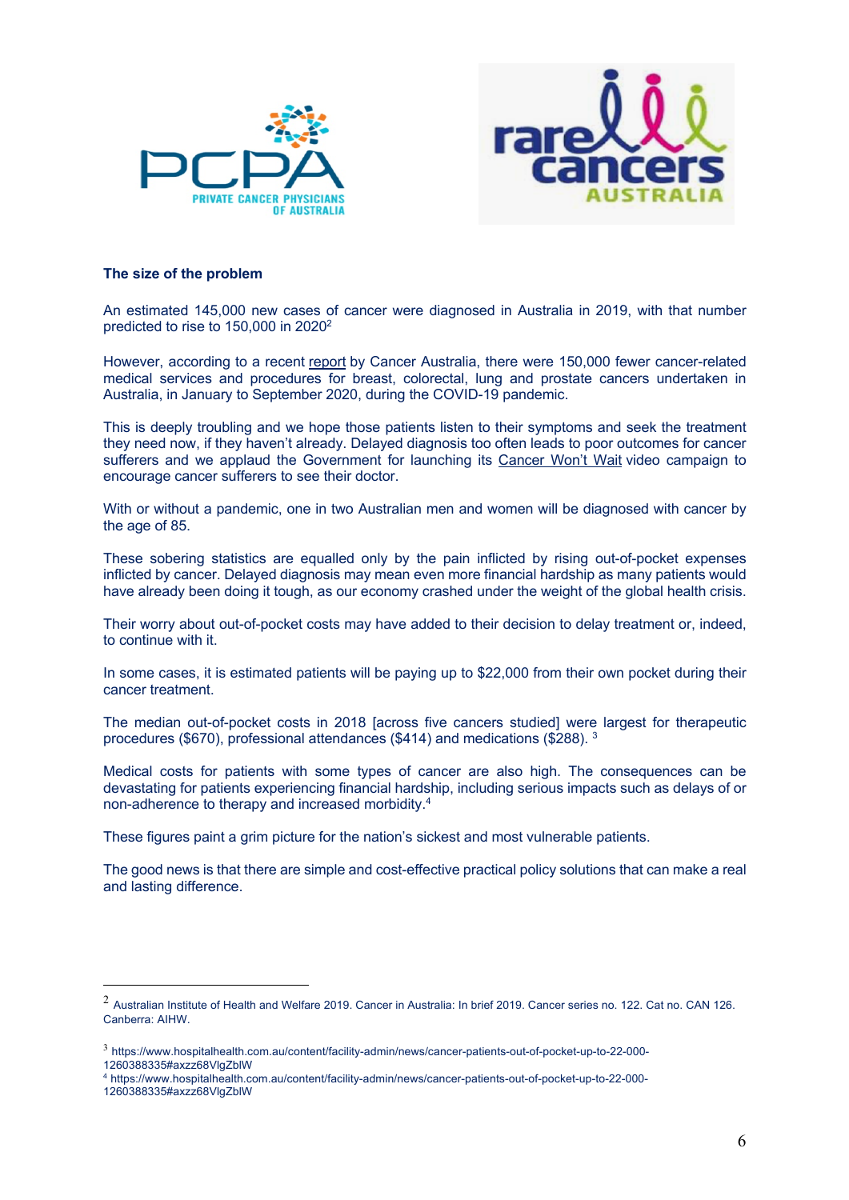**The size of the problem**

An estimated 145,000 new cases of cancer were diagnosed in Australia in 2019, with that number predicted to rise to 150,000 in 2020[2]

However, according to a recent report by Cancer Australia, there were 150,000 fewer cancer-related medical services and procedures for breast, colorectal, lung and prostate cancers undertaken in Australia, in January to September 2020, during the COVID-19 pandemic.

This is deeply troubling and we hope those patients listen to their symptoms and seek the treatment they need now, if they haven't already. Delayed diagnosis too often leads to poor outcomes for cancer sufferers and we applaud the Government for launching its Cancer Won't Wait video campaign to encourage cancer sufferers to see their doctor.

With or without a pandemic, one in two Australian men and women will be diagnosed with cancer by the age of 85.

These sobering statistics are equalled only by the pain inflicted by rising out-of-pocket expenses inflicted by cancer. Delayed diagnosis may mean even more financial hardship as many patients would have already been doing it tough, as our economy crashed under the weight of the global health crisis.

Their worry about out-of-pocket costs may have added to their decision to delay treatment or, indeed, to continue with it.

In some cases, it is estimated patients will be paying up to $22,000 from their own pocket during their cancer treatment.

The median out-of-pocket costs in 2018 [across five cancers studied] were largest for therapeutic procedures ($670), professional attendances ($414) and medications ($288). [3]

Medical costs for patients with some types of cancer are also high. The consequences can be devastating for patients experiencing financial hardship, including serious impacts such as delays of or non-adherence to therapy and increased morbidity.[4]

These figures paint a grim picture for the nation's sickest and most vulnerable patients.

The good news is that there are simple and cost-effective practical policy solutions that can make a real and lasting difference.

---

[2] Australian Institute of Health and Welfare 2019. Cancer in Australia: In brief 2019. Cancer series no. 122. Cat no. CAN 126. Canberra: AIHW.

[3] https://www.hospitalhealth.com.au/content/facility-admin/news/cancer-patients-out-of-pocket-up-to-22-000-1260388335#axzz68VlgZblW

[4] https://www.hospitalhealth.com.au/content/facility-admin/news/cancer-patients-out-of-pocket-up-to-22-000-1260388335#axzz68VlgZblW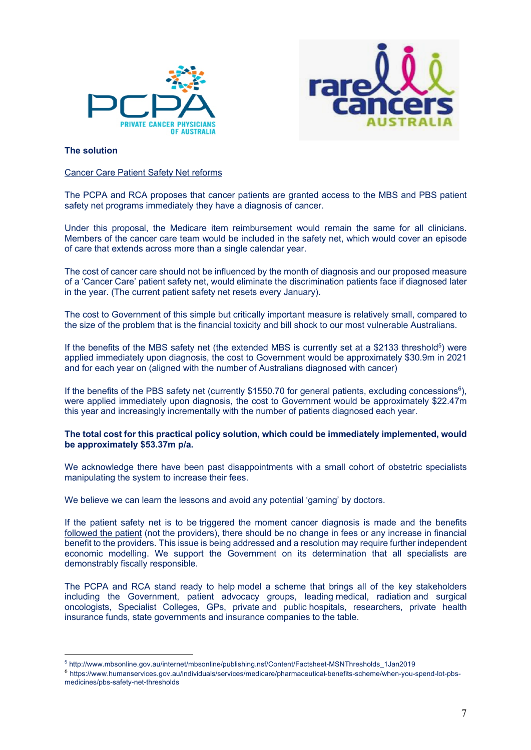**The solution**

Cancer Care Patient Safety Net reforms

The PCPA and RCA proposes that cancer patients are granted access to the MBS and PBS patient safety net programs immediately they have a diagnosis of cancer.

Under this proposal, the Medicare item reimbursement would remain the same for all clinicians. Members of the cancer care team would be included in the safety net, which would cover an episode of care that extends across more than a single calendar year.

The cost of cancer care should not be influenced by the month of diagnosis and our proposed measure of a 'Cancer Care' patient safety net, would eliminate the discrimination patients face if diagnosed later in the year. (The current patient safety net resets every January).

The cost to Government of this simple but critically important measure is relatively small, compared to the size of the problem that is the financial toxicity and bill shock to our most vulnerable Australians.

If the benefits of the MBS safety net (the extended MBS is currently set at a $2133 threshold[5]) were applied immediately upon diagnosis, the cost to Government would be approximately $30.9m in 2021 and for each year on (aligned with the number of Australians diagnosed with cancer)

If the benefits of the PBS safety net (currently $1550.70 for general patients, excluding concessions[6]), were applied immediately upon diagnosis, the cost to Government would be approximately $22.47m this year and increasingly incrementally with the number of patients diagnosed each year.

**The total cost for this practical policy solution, which could be immediately implemented, would be approximately $53.37m p/a.**

We acknowledge there have been past disappointments with a small cohort of obstetric specialists manipulating the system to increase their fees.

We believe we can learn the lessons and avoid any potential 'gaming' by doctors.

If the patient safety net is to be triggered the moment cancer diagnosis is made and the benefits followed the patient (not the providers), there should be no change in fees or any increase in financial benefit to the providers. This issue is being addressed and a resolution may require further independent economic modelling. We support the Government on its determination that all specialists are demonstrably fiscally responsible.

The PCPA and RCA stand ready to help model a scheme that brings all of the key stakeholders including the Government, patient advocacy groups, leading medical, radiation and surgical oncologists, Specialist Colleges, GPs, private and public hospitals, researchers, private health insurance funds, state governments and insurance companies to the table.

---

[5] http://www.mbsonline.gov.au/internet/mbsonline/publishing.nsf/Content/Factsheet-MSNThresholds_1Jan2019

[6] https://www.humanservices.gov.au/individuals/services/medicare/pharmaceutical-benefits-scheme/when-you-spend-lot-pbs-medicines/pbs-safety-net-thresholds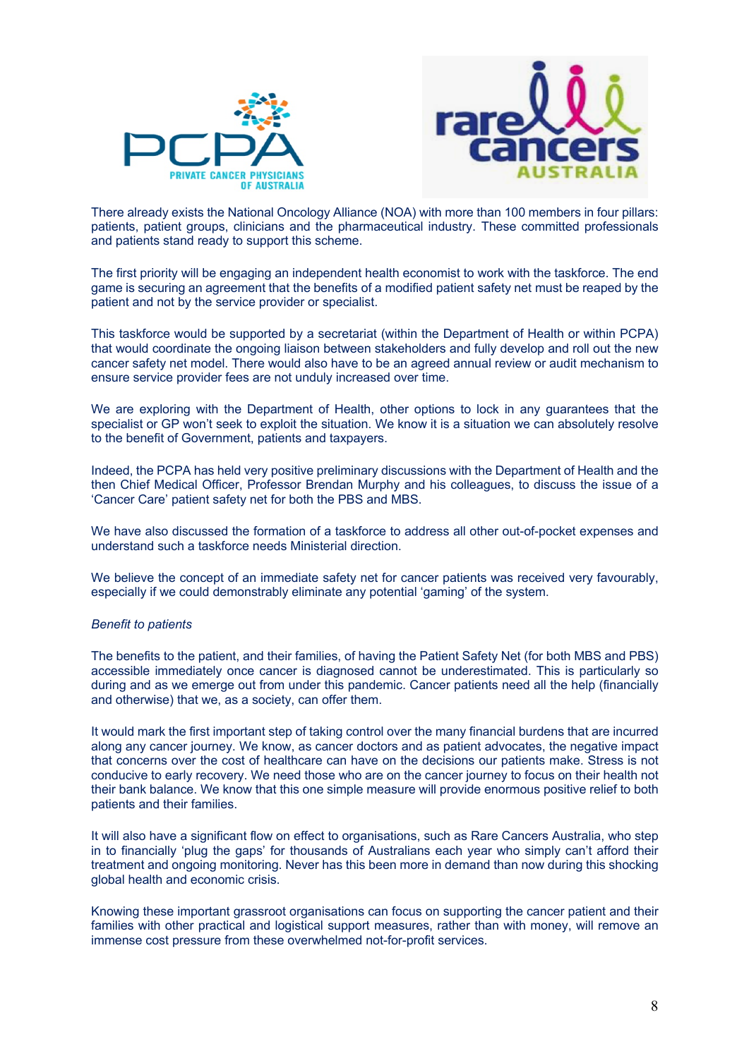There already exists the National Oncology Alliance (NOA) with more than 100 members in four pillars: patients, patient groups, clinicians and the pharmaceutical industry. These committed professionals and patients stand ready to support this scheme.

The first priority will be engaging an independent health economist to work with the taskforce. The end game is securing an agreement that the benefits of a modified patient safety net must be reaped by the patient and not by the service provider or specialist.

This taskforce would be supported by a secretariat (within the Department of Health or within PCPA) that would coordinate the ongoing liaison between stakeholders and fully develop and roll out the new cancer safety net model. There would also have to be an agreed annual review or audit mechanism to ensure service provider fees are not unduly increased over time.

We are exploring with the Department of Health, other options to lock in any guarantees that the specialist or GP won't seek to exploit the situation. We know it is a situation we can absolutely resolve to the benefit of Government, patients and taxpayers.

Indeed, the PCPA has held very positive preliminary discussions with the Department of Health and the then Chief Medical Officer, Professor Brendan Murphy and his colleagues, to discuss the issue of a 'Cancer Care' patient safety net for both the PBS and MBS.

We have also discussed the formation of a taskforce to address all other out-of-pocket expenses and understand such a taskforce needs Ministerial direction.

We believe the concept of an immediate safety net for cancer patients was received very favourably, especially if we could demonstrably eliminate any potential 'gaming' of the system.

*Benefit to patients*

The benefits to the patient, and their families, of having the Patient Safety Net (for both MBS and PBS) accessible immediately once cancer is diagnosed cannot be underestimated. This is particularly so during and as we emerge out from under this pandemic. Cancer patients need all the help (financially and otherwise) that we, as a society, can offer them.

It would mark the first important step of taking control over the many financial burdens that are incurred along any cancer journey. We know, as cancer doctors and as patient advocates, the negative impact that concerns over the cost of healthcare can have on the decisions our patients make. Stress is not conducive to early recovery. We need those who are on the cancer journey to focus on their health not their bank balance. We know that this one simple measure will provide enormous positive relief to both patients and their families.

It will also have a significant flow on effect to organisations, such as Rare Cancers Australia, who step in to financially 'plug the gaps' for thousands of Australians each year who simply can't afford their treatment and ongoing monitoring. Never has this been more in demand than now during this shocking global health and economic crisis.

Knowing these important grassroot organisations can focus on supporting the cancer patient and their families with other practical and logistical support measures, rather than with money, will remove an immense cost pressure from these overwhelmed not-for-profit services.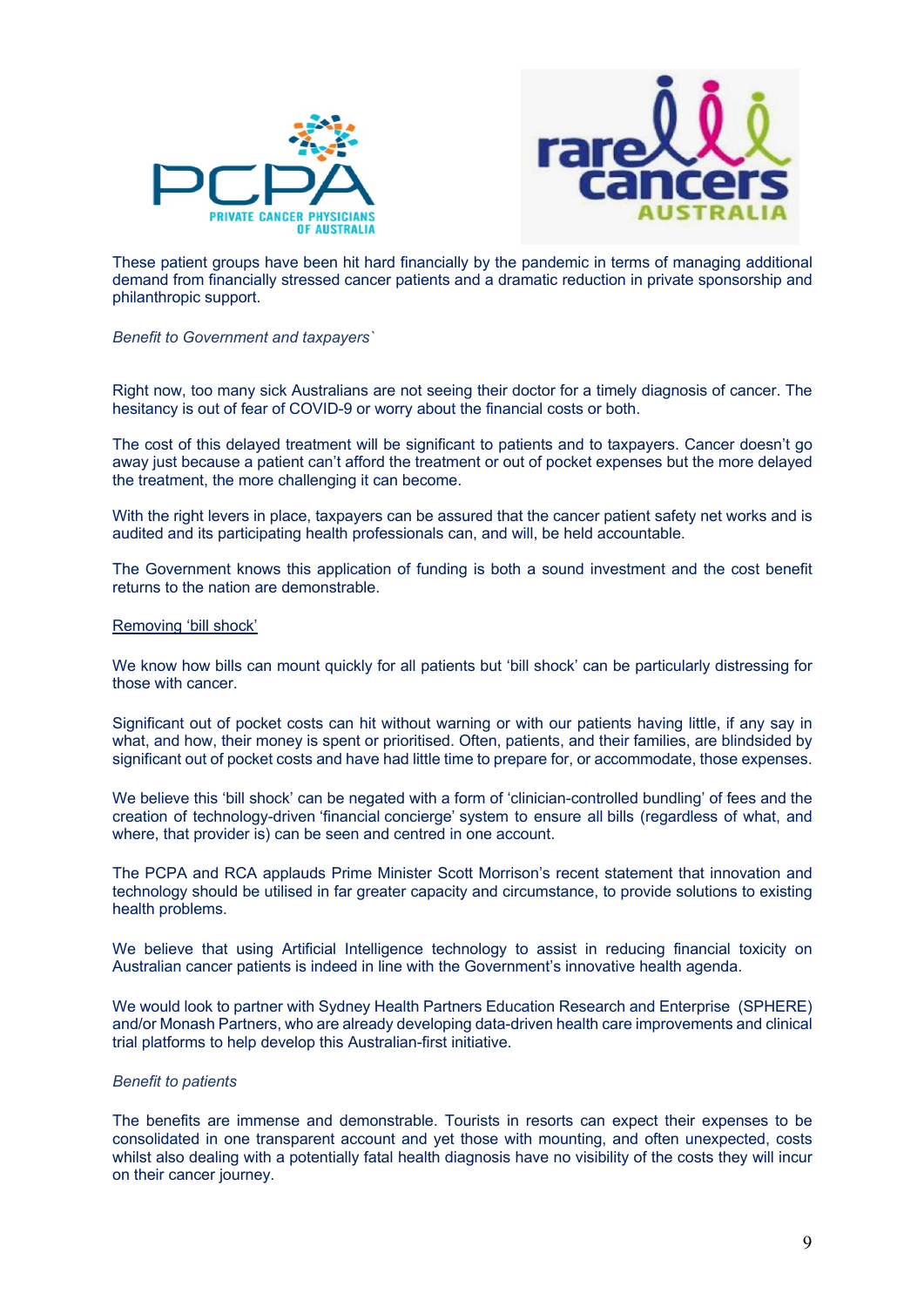These patient groups have been hit hard financially by the pandemic in terms of managing additional demand from financially stressed cancer patients and a dramatic reduction in private sponsorship and philanthropic support.

*Benefit to Government and taxpayers`*

Right now, too many sick Australians are not seeing their doctor for a timely diagnosis of cancer. The hesitancy is out of fear of COVID-9 or worry about the financial costs or both.

The cost of this delayed treatment will be significant to patients and to taxpayers. Cancer doesn't go away just because a patient can't afford the treatment or out of pocket expenses but the more delayed the treatment, the more challenging it can become.

With the right levers in place, taxpayers can be assured that the cancer patient safety net works and is audited and its participating health professionals can, and will, be held accountable.

The Government knows this application of funding is both a sound investment and the cost benefit returns to the nation are demonstrable.

<u>Removing 'bill shock'</u>

We know how bills can mount quickly for all patients but 'bill shock' can be particularly distressing for those with cancer.

Significant out of pocket costs can hit without warning or with our patients having little, if any say in what, and how, their money is spent or prioritised. Often, patients, and their families, are blindsided by significant out of pocket costs and have had little time to prepare for, or accommodate, those expenses.

We believe this 'bill shock' can be negated with a form of 'clinician-controlled bundling' of fees and the creation of technology-driven 'financial concierge' system to ensure all bills (regardless of what, and where, that provider is) can be seen and centred in one account.

The PCPA and RCA applauds Prime Minister Scott Morrison's recent statement that innovation and technology should be utilised in far greater capacity and circumstance, to provide solutions to existing health problems.

We believe that using Artificial Intelligence technology to assist in reducing financial toxicity on Australian cancer patients is indeed in line with the Government's innovative health agenda.

We would look to partner with Sydney Health Partners Education Research and Enterprise (SPHERE) and/or Monash Partners, who are already developing data-driven health care improvements and clinical trial platforms to help develop this Australian-first initiative.

*Benefit to patients*

The benefits are immense and demonstrable. Tourists in resorts can expect their expenses to be consolidated in one transparent account and yet those with mounting, and often unexpected, costs whilst also dealing with a potentially fatal health diagnosis have no visibility of the costs they will incur on their cancer journey.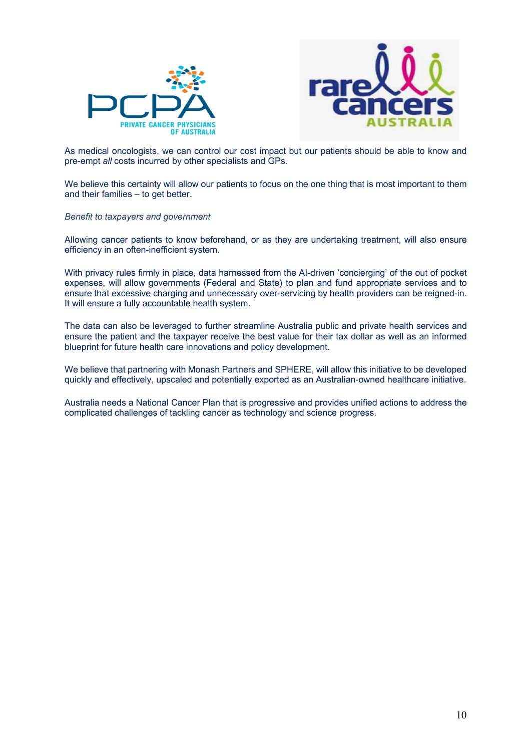As medical oncologists, we can control our cost impact but our patients should be able to know and pre-empt *all* costs incurred by other specialists and GPs.

We believe this certainty will allow our patients to focus on the one thing that is most important to them and their families – to get better.

*Benefit to taxpayers and government*

Allowing cancer patients to know beforehand, or as they are undertaking treatment, will also ensure efficiency in an often-inefficient system.

With privacy rules firmly in place, data harnessed from the AI-driven 'concierging' of the out of pocket expenses, will allow governments (Federal and State) to plan and fund appropriate services and to ensure that excessive charging and unnecessary over-servicing by health providers can be reigned-in. It will ensure a fully accountable health system.

The data can also be leveraged to further streamline Australia public and private health services and ensure the patient and the taxpayer receive the best value for their tax dollar as well as an informed blueprint for future health care innovations and policy development.

We believe that partnering with Monash Partners and SPHERE, will allow this initiative to be developed quickly and effectively, upscaled and potentially exported as an Australian-owned healthcare initiative.

Australia needs a National Cancer Plan that is progressive and provides unified actions to address the complicated challenges of tackling cancer as technology and science progress.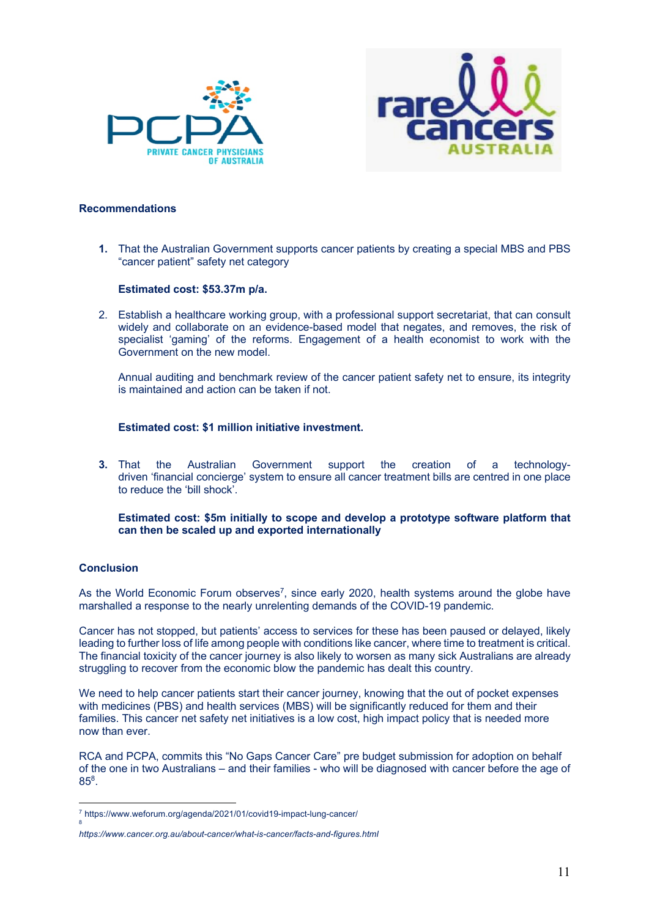**Recommendations**

1. That the Australian Government supports cancer patients by creating a special MBS and PBS "cancer patient" safety net category

   **Estimated cost: $53.37m p/a.**

2. Establish a healthcare working group, with a professional support secretariat, that can consult widely and collaborate on an evidence-based model that negates, and removes, the risk of specialist 'gaming' of the reforms. Engagement of a health economist to work with the Government on the new model.

   Annual auditing and benchmark review of the cancer patient safety net to ensure, its integrity is maintained and action can be taken if not.

   **Estimated cost: $1 million initiative investment.**

3. That the Australian Government support the creation of a technology-driven 'financial concierge' system to ensure all cancer treatment bills are centred in one place to reduce the 'bill shock'.

   **Estimated cost: $5m initially to scope and develop a prototype software platform that can then be scaled up and exported internationally**

**Conclusion**

As the World Economic Forum observes[7], since early 2020, health systems around the globe have marshalled a response to the nearly unrelenting demands of the COVID-19 pandemic.

Cancer has not stopped, but patients' access to services for these has been paused or delayed, likely leading to further loss of life among people with conditions like cancer, where time to treatment is critical. The financial toxicity of the cancer journey is also likely to worsen as many sick Australians are already struggling to recover from the economic blow the pandemic has dealt this country.

We need to help cancer patients start their cancer journey, knowing that the out of pocket expenses with medicines (PBS) and health services (MBS) will be significantly reduced for them and their families. This cancer net safety net initiatives is a low cost, high impact policy that is needed more now than ever.

RCA and PCPA, commits this "No Gaps Cancer Care" pre budget submission for adoption on behalf of the one in two Australians – and their families - who will be diagnosed with cancer before the age of 85[8].

---

[7] https://www.weforum.org/agenda/2021/01/covid19-impact-lung-cancer/

[8] *https://www.cancer.org.au/about-cancer/what-is-cancer/facts-and-figures.html*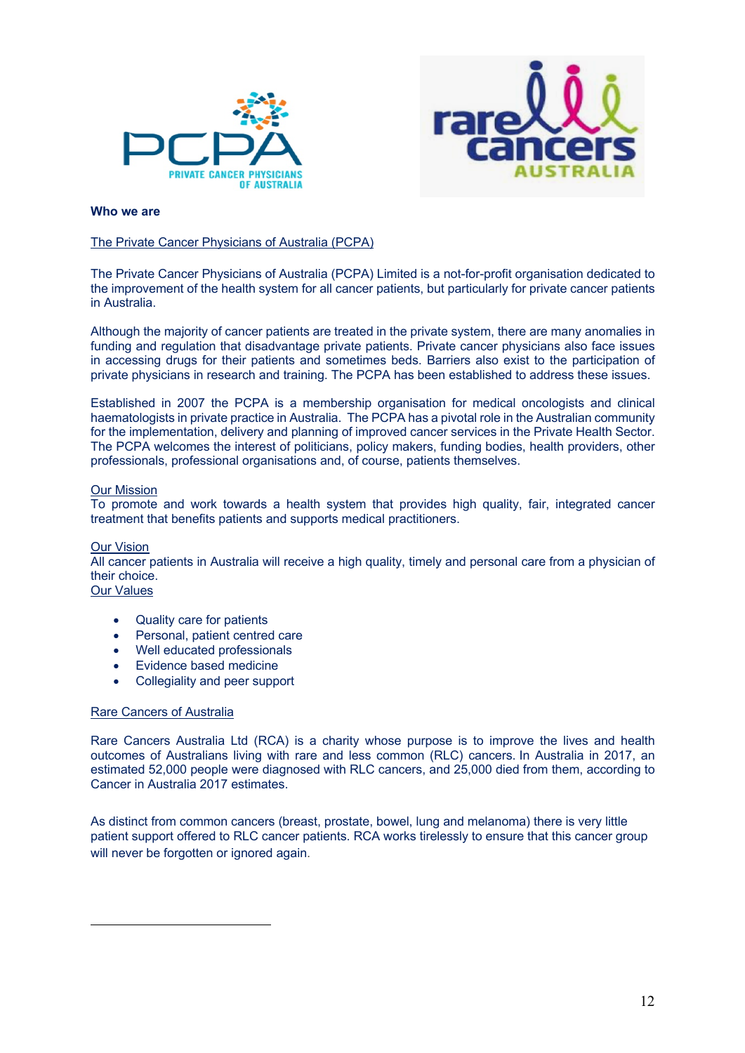**Who we are**

The Private Cancer Physicians of Australia (PCPA)

The Private Cancer Physicians of Australia (PCPA) Limited is a not-for-profit organisation dedicated to the improvement of the health system for all cancer patients, but particularly for private cancer patients in Australia.

Although the majority of cancer patients are treated in the private system, there are many anomalies in funding and regulation that disadvantage private patients. Private cancer physicians also face issues in accessing drugs for their patients and sometimes beds. Barriers also exist to the participation of private physicians in research and training. The PCPA has been established to address these issues.

Established in 2007 the PCPA is a membership organisation for medical oncologists and clinical haematologists in private practice in Australia. The PCPA has a pivotal role in the Australian community for the implementation, delivery and planning of improved cancer services in the Private Health Sector. The PCPA welcomes the interest of politicians, policy makers, funding bodies, health providers, other professionals, professional organisations and, of course, patients themselves.

Our Mission
To promote and work towards a health system that provides high quality, fair, integrated cancer treatment that benefits patients and supports medical practitioners.

Our Vision
All cancer patients in Australia will receive a high quality, timely and personal care from a physician of their choice.
Our Values

- Quality care for patients
- Personal, patient centred care
- Well educated professionals
- Evidence based medicine
- Collegiality and peer support

Rare Cancers of Australia

Rare Cancers Australia Ltd (RCA) is a charity whose purpose is to improve the lives and health outcomes of Australians living with rare and less common (RLC) cancers. In Australia in 2017, an estimated 52,000 people were diagnosed with RLC cancers, and 25,000 died from them, according to Cancer in Australia 2017 estimates.

As distinct from common cancers (breast, prostate, bowel, lung and melanoma) there is very little patient support offered to RLC cancer patients. RCA works tirelessly to ensure that this cancer group will never be forgotten or ignored again.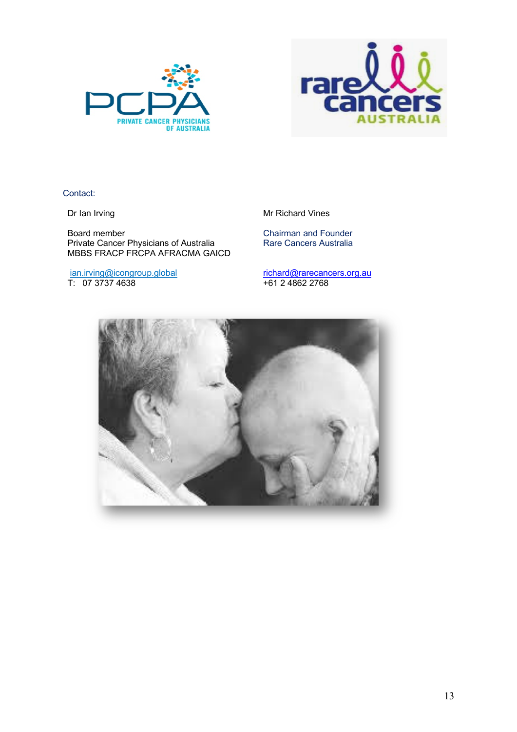Contact:

Dr Ian Irving

Board member
Private Cancer Physicians of Australia
MBBS FRACP FRCPA AFRACMA GAICD

ian.irving@icongroup.global
T: 07 3737 4638

Mr Richard Vines

Chairman and Founder
Rare Cancers Australia

richard@rarecancers.org.au
+61 2 4862 2768